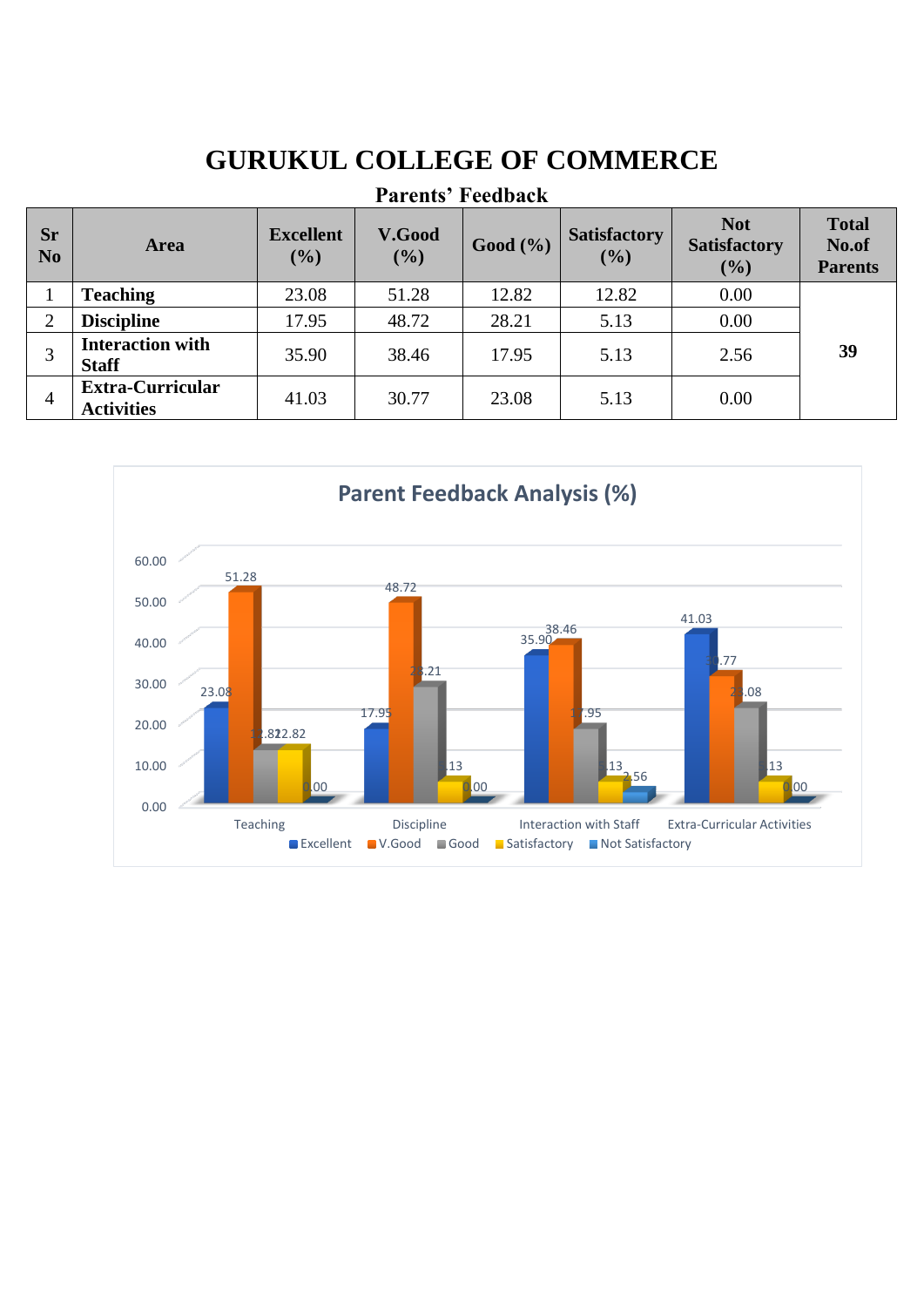# GURUKUL COLLEGE OF COMMERCE

## Parents' Feedback

| Sr No | Area | Excellent (%) | V.Good (%) | Good (%) | Satisfactory (%) | Not Satisfactory (%) | Total No.of Parents |
|---|---|---|---|---|---|---|---|
| 1 | **Teaching** | 23.08 | 51.28 | 12.82 | 12.82 | 0.00 | **39** |
| 2 | **Discipline** | 17.95 | 48.72 | 28.21 | 5.13 | 0.00 | |
| 3 | **Interaction with Staff** | 35.90 | 38.46 | 17.95 | 5.13 | 2.56 | |
| 4 | **Extra-Curricular Activities** | 41.03 | 30.77 | 23.08 | 5.13 | 0.00 | |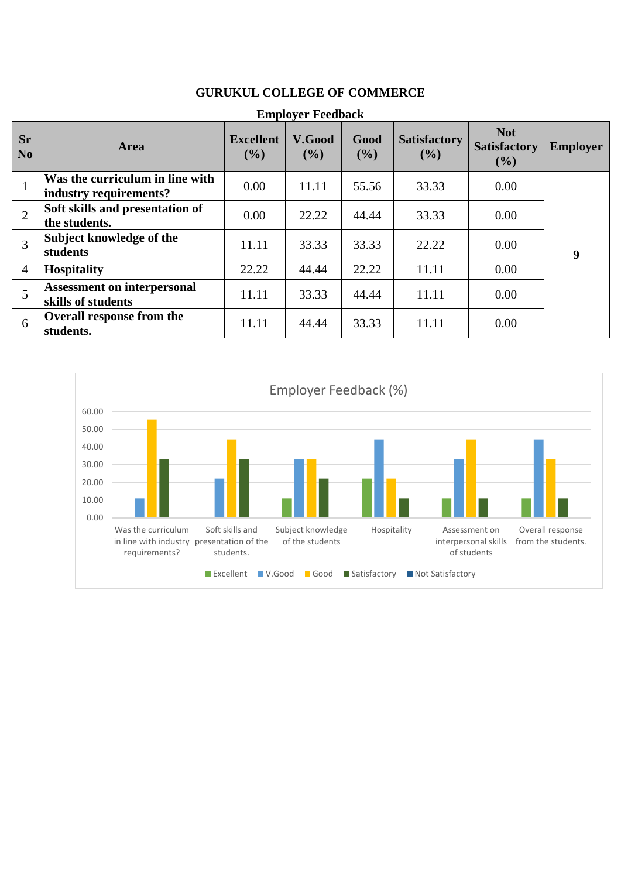# GURUKUL COLLEGE OF COMMERCE

## Employer Feedback

| Sr No | Area | Excellent (%) | V.Good (%) | Good (%) | Satisfactory (%) | Not Satisfactory (%) | Employer |
|---|---|---|---|---|---|---|---|
| 1 | **Was the curriculum in line with industry requirements?** | 0.00 | 11.11 | 55.56 | 33.33 | 0.00 | **9** |
| 2 | **Soft skills and presentation of the students.** | 0.00 | 22.22 | 44.44 | 33.33 | 0.00 | |
| 3 | **Subject knowledge of the students** | 11.11 | 33.33 | 33.33 | 22.22 | 0.00 | |
| 4 | **Hospitality** | 22.22 | 44.44 | 22.22 | 11.11 | 0.00 | |
| 5 | **Assessment on interpersonal skills of students** | 11.11 | 33.33 | 44.44 | 11.11 | 0.00 | |
| 6 | **Overall response from the students.** | 11.11 | 44.44 | 33.33 | 11.11 | 0.00 | |

Employer Feedback (%)

Legend: Excellent, V.Good, Good, Satisfactory, Not Satisfactory

Categories: Was the curriculum in line with industry requirements?; Soft skills and presentation of the students.; Subject knowledge of the students; Hospitality; Assessment on interpersonal skills of students; Overall response from the students.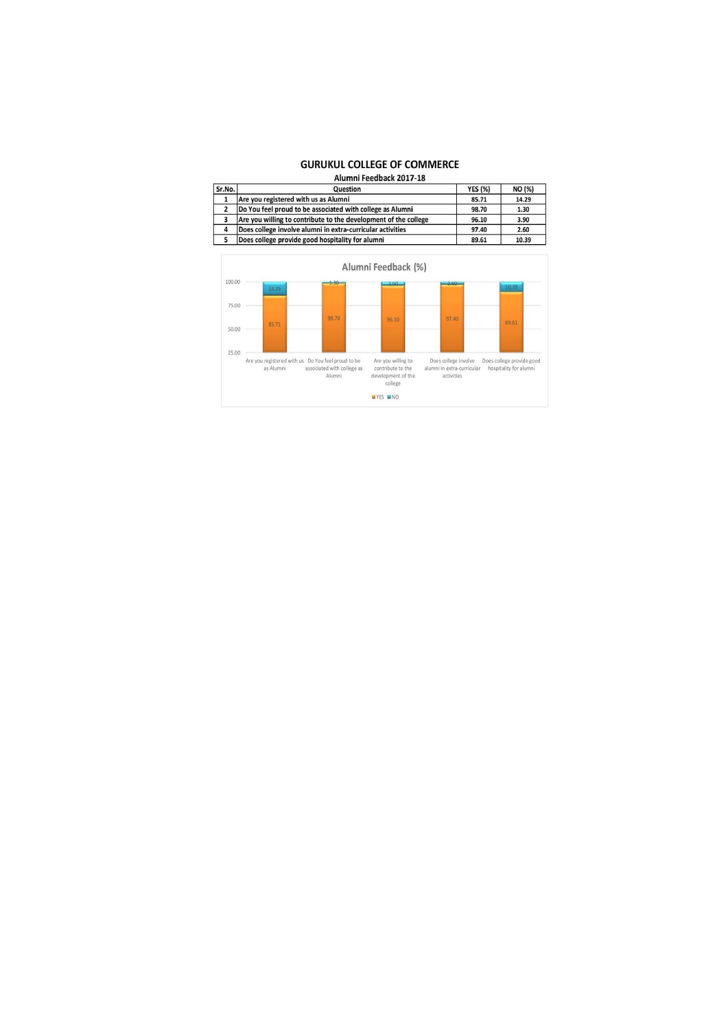# GURUKUL COLLEGE OF COMMERCE

## Alumni Feedback 2017-18

| Sr.No. | Question | YES (%) | NO (%) |
|---|---|---|---|
| 1 | Are you registered with us as Alumni | 85.71 | 14.29 |
| 2 | Do You feel proud to be associated with college as Alumni | 98.70 | 1.30 |
| 3 | Are you willing to contribute to the development of the college | 96.10 | 3.90 |
| 4 | Does college involve alumni in extra-curricular activities | 97.40 | 2.60 |
| 5 | Does college provide good hospitality for alumni | 89.61 | 10.39 |

Alumni Feedback (%)

100.00
75.00
50.00
25.00

14.29
85.71
1.30
98.70
3.90
96.10
2.60
97.40
10.39
89.61

Are you registered with us as Alumni
Do You feel proud to be associated with college as Alumni
Are you willing to contribute to the development of the college
Does college involve alumni in extra-curricular activities
Does college provide good hospitality for alumni

YES NO